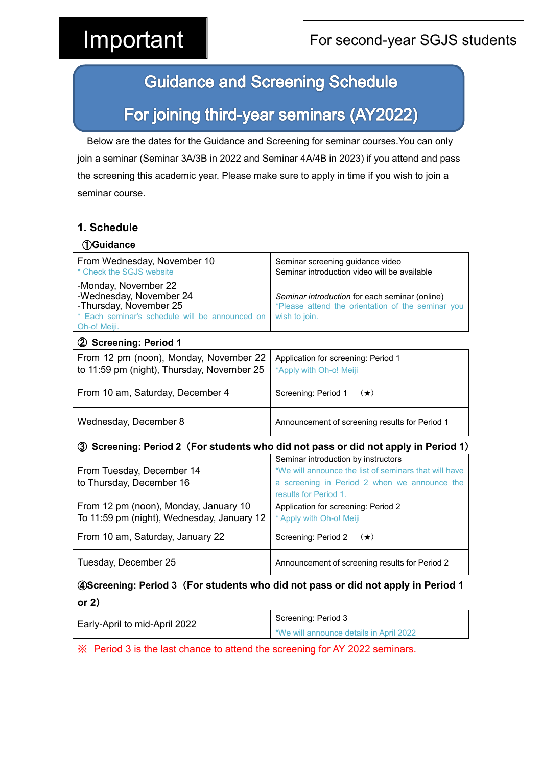**Important**

For second-year SGJS students

# Guidance and Screening Schedule

# For joining third-year seminars (AY2022)

Below are the dates for the Guidance and Screening for seminar courses.You can only join a seminar (Seminar 3A/3B in 2022 and Seminar 4A/4B in 2023) if you attend and pass the screening this academic year. Please make sure to apply in time if you wish to join a seminar course.

## 1. Schedule

### ①Guidance

| | |
|---|---|
| From Wednesday, November 10<br>* Check the SGJS website | Seminar screening guidance video<br>Seminar introduction video will be available |
| -Monday, November 22<br>-Wednesday, November 24<br>-Thursday, November 25<br>* Each seminar's schedule will be announced on Oh-o! Meiji. | *Seminar introduction* for each seminar (online)<br>*Please attend the orientation of the seminar you wish to join. |

### ② Screening: Period 1

| | |
|---|---|
| From 12 pm (noon), Monday, November 22 to 11:59 pm (night), Thursday, November 25 | Application for screening: Period 1<br>*Apply with Oh-o! Meiji |
| From 10 am, Saturday, December 4 | Screening: Period 1 （★） |
| Wednesday, December 8 | Announcement of screening results for Period 1 |

### ③ Screening: Period 2（For students who did not pass or did not apply in Period 1）

| | |
|---|---|
| From Tuesday, December 14<br>to Thursday, December 16 | Seminar introduction by instructors<br>*We will announce the list of seminars that will have a screening in Period 2 when we announce the results for Period 1. |
| From 12 pm (noon), Monday, January 10<br>To 11:59 pm (night), Wednesday, January 12 | Application for screening: Period 2<br>* Apply with Oh-o! Meiji |
| From 10 am, Saturday, January 22 | Screening: Period 2 （★） |
| Tuesday, December 25 | Announcement of screening results for Period 2 |

### ④Screening: Period 3（For students who did not pass or did not apply in Period 1 or 2）

| | |
|---|---|
| Early-April to mid-April 2022 | Screening: Period 3<br>*We will announce details in April 2022 |

※ Period 3 is the last chance to attend the screening for AY 2022 seminars.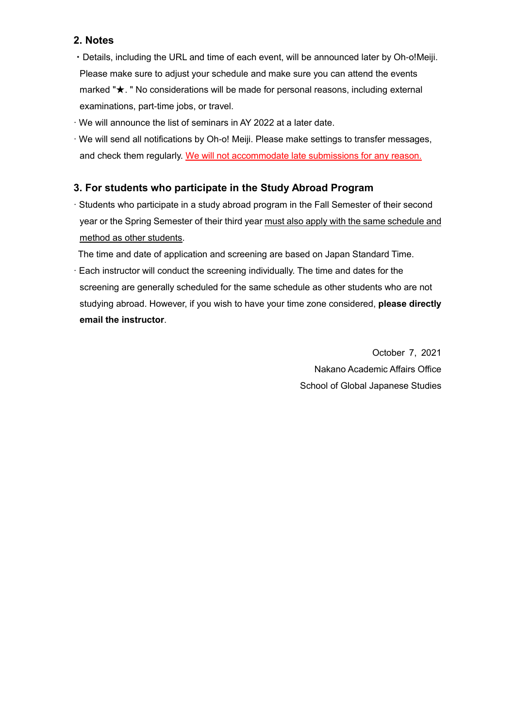## 2. Notes

- Details, including the URL and time of each event, will be announced later by Oh-o!Meiji. Please make sure to adjust your schedule and make sure you can attend the events marked "★. " No considerations will be made for personal reasons, including external examinations, part-time jobs, or travel.
- We will announce the list of seminars in AY 2022 at a later date.
- We will send all notifications by Oh-o! Meiji. Please make settings to transfer messages, and check them regularly. <u>We will not accommodate late submissions for any reason.</u>

## 3. For students who participate in the Study Abroad Program

- Students who participate in a study abroad program in the Fall Semester of their second year or the Spring Semester of their third year <u>must also apply with the same schedule and method as other students</u>.

  The time and date of application and screening are based on Japan Standard Time.
- Each instructor will conduct the screening individually. The time and dates for the screening are generally scheduled for the same schedule as other students who are not studying abroad. However, if you wish to have your time zone considered, **please directly email the instructor**.

October 7, 2021
Nakano Academic Affairs Office
School of Global Japanese Studies